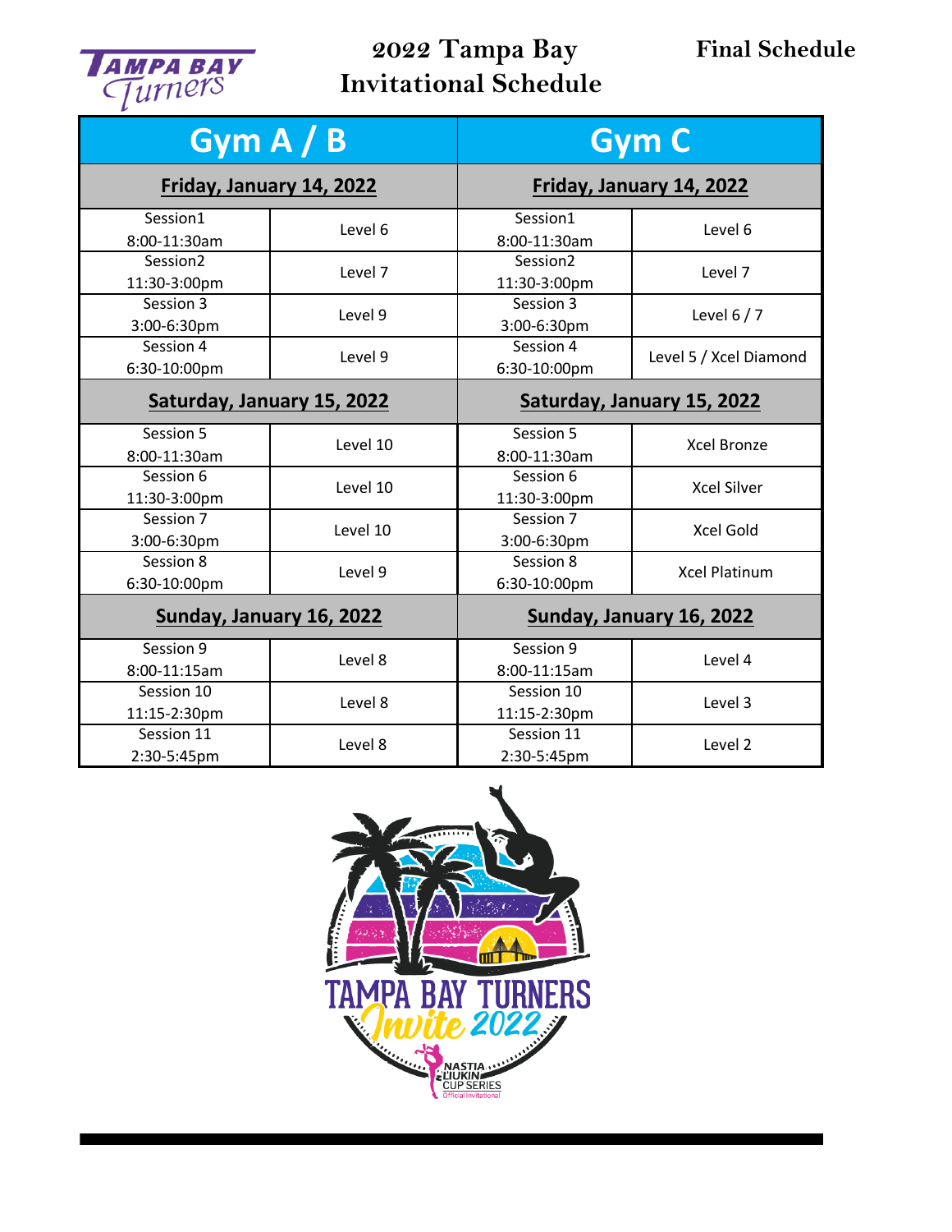# 2022 Tampa Bay Invitational Schedule

**Final Schedule**

| Gym A / B | | Gym C | |
|---|---|---|---|
| **Friday, January 14, 2022** | | **Friday, January 14, 2022** | |
| Session1 8:00-11:30am | Level 6 | Session1 8:00-11:30am | Level 6 |
| Session2 11:30-3:00pm | Level 7 | Session2 11:30-3:00pm | Level 7 |
| Session 3 3:00-6:30pm | Level 9 | Session 3 3:00-6:30pm | Level 6 / 7 |
| Session 4 6:30-10:00pm | Level 9 | Session 4 6:30-10:00pm | Level 5 / Xcel Diamond |
| **Saturday, January 15, 2022** | | **Saturday, January 15, 2022** | |
| Session 5 8:00-11:30am | Level 10 | Session 5 8:00-11:30am | Xcel Bronze |
| Session 6 11:30-3:00pm | Level 10 | Session 6 11:30-3:00pm | Xcel Silver |
| Session 7 3:00-6:30pm | Level 10 | Session 7 3:00-6:30pm | Xcel Gold |
| Session 8 6:30-10:00pm | Level 9 | Session 8 6:30-10:00pm | Xcel Platinum |
| **Sunday, January 16, 2022** | | **Sunday, January 16, 2022** | |
| Session 9 8:00-11:15am | Level 8 | Session 9 8:00-11:15am | Level 4 |
| Session 10 11:15-2:30pm | Level 8 | Session 10 11:15-2:30pm | Level 3 |
| Session 11 2:30-5:45pm | Level 8 | Session 11 2:30-5:45pm | Level 2 |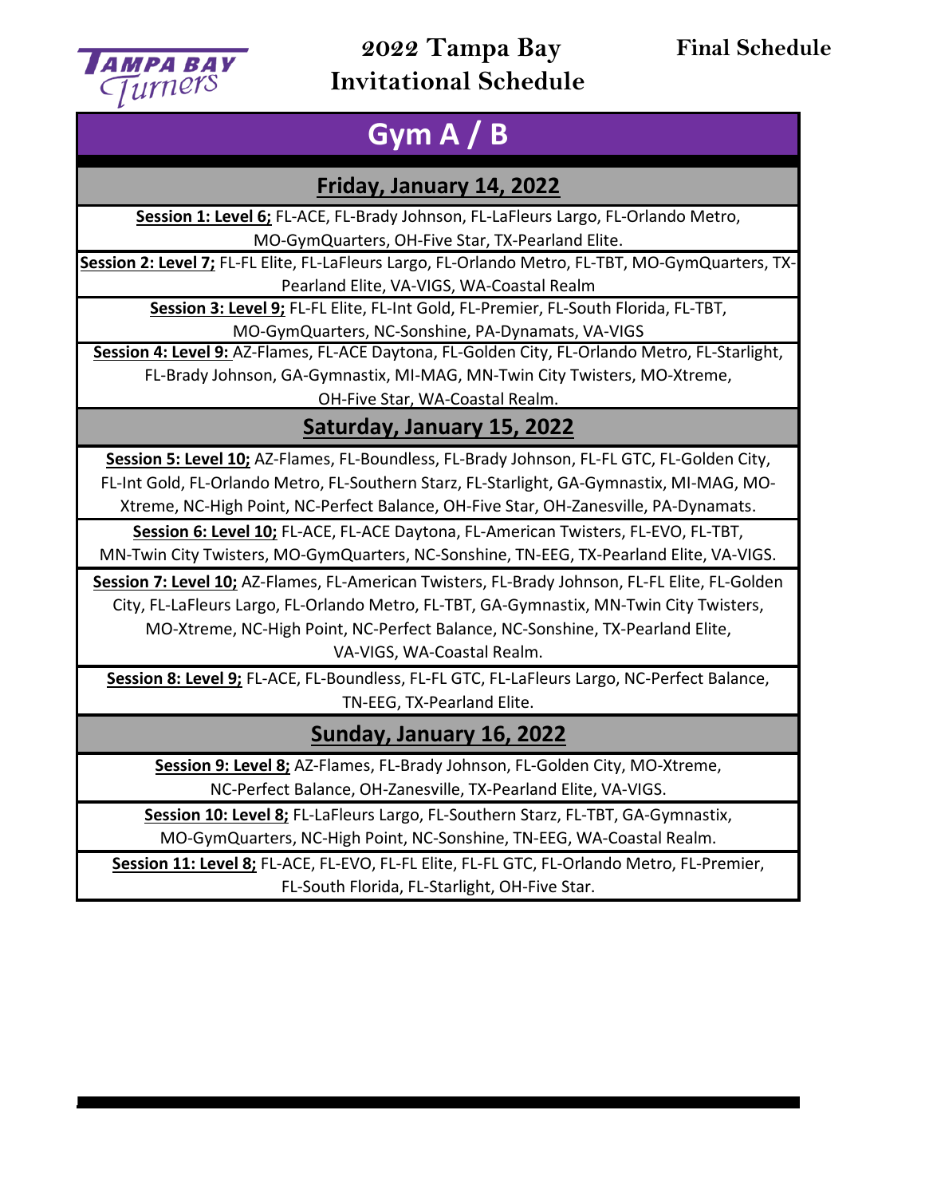# 2022 Tampa Bay Invitational Schedule

**Final Schedule**

## Gym A / B

### Friday, January 14, 2022

**Session 1: Level 6;** FL-ACE, FL-Brady Johnson, FL-LaFleurs Largo, FL-Orlando Metro, MO-GymQuarters, OH-Five Star, TX-Pearland Elite.

**Session 2: Level 7;** FL-FL Elite, FL-LaFleurs Largo, FL-Orlando Metro, FL-TBT, MO-GymQuarters, TX-Pearland Elite, VA-VIGS, WA-Coastal Realm

**Session 3: Level 9;** FL-FL Elite, FL-Int Gold, FL-Premier, FL-South Florida, FL-TBT, MO-GymQuarters, NC-Sonshine, PA-Dynamats, VA-VIGS

**Session 4: Level 9:** AZ-Flames, FL-ACE Daytona, FL-Golden City, FL-Orlando Metro, FL-Starlight, FL-Brady Johnson, GA-Gymnastix, MI-MAG, MN-Twin City Twisters, MO-Xtreme, OH-Five Star, WA-Coastal Realm.

### Saturday, January 15, 2022

**Session 5: Level 10;** AZ-Flames, FL-Boundless, FL-Brady Johnson, FL-FL GTC, FL-Golden City, FL-Int Gold, FL-Orlando Metro, FL-Southern Starz, FL-Starlight, GA-Gymnastix, MI-MAG, MO-Xtreme, NC-High Point, NC-Perfect Balance, OH-Five Star, OH-Zanesville, PA-Dynamats.

**Session 6: Level 10;** FL-ACE, FL-ACE Daytona, FL-American Twisters, FL-EVO, FL-TBT, MN-Twin City Twisters, MO-GymQuarters, NC-Sonshine, TN-EEG, TX-Pearland Elite, VA-VIGS.

**Session 7: Level 10;** AZ-Flames, FL-American Twisters, FL-Brady Johnson, FL-FL Elite, FL-Golden City, FL-LaFleurs Largo, FL-Orlando Metro, FL-TBT, GA-Gymnastix, MN-Twin City Twisters, MO-Xtreme, NC-High Point, NC-Perfect Balance, NC-Sonshine, TX-Pearland Elite, VA-VIGS, WA-Coastal Realm.

**Session 8: Level 9;** FL-ACE, FL-Boundless, FL-FL GTC, FL-LaFleurs Largo, NC-Perfect Balance, TN-EEG, TX-Pearland Elite.

### Sunday, January 16, 2022

**Session 9: Level 8;** AZ-Flames, FL-Brady Johnson, FL-Golden City, MO-Xtreme, NC-Perfect Balance, OH-Zanesville, TX-Pearland Elite, VA-VIGS.

**Session 10: Level 8;** FL-LaFleurs Largo, FL-Southern Starz, FL-TBT, GA-Gymnastix, MO-GymQuarters, NC-High Point, NC-Sonshine, TN-EEG, WA-Coastal Realm.

**Session 11: Level 8;** FL-ACE, FL-EVO, FL-FL Elite, FL-FL GTC, FL-Orlando Metro, FL-Premier, FL-South Florida, FL-Starlight, OH-Five Star.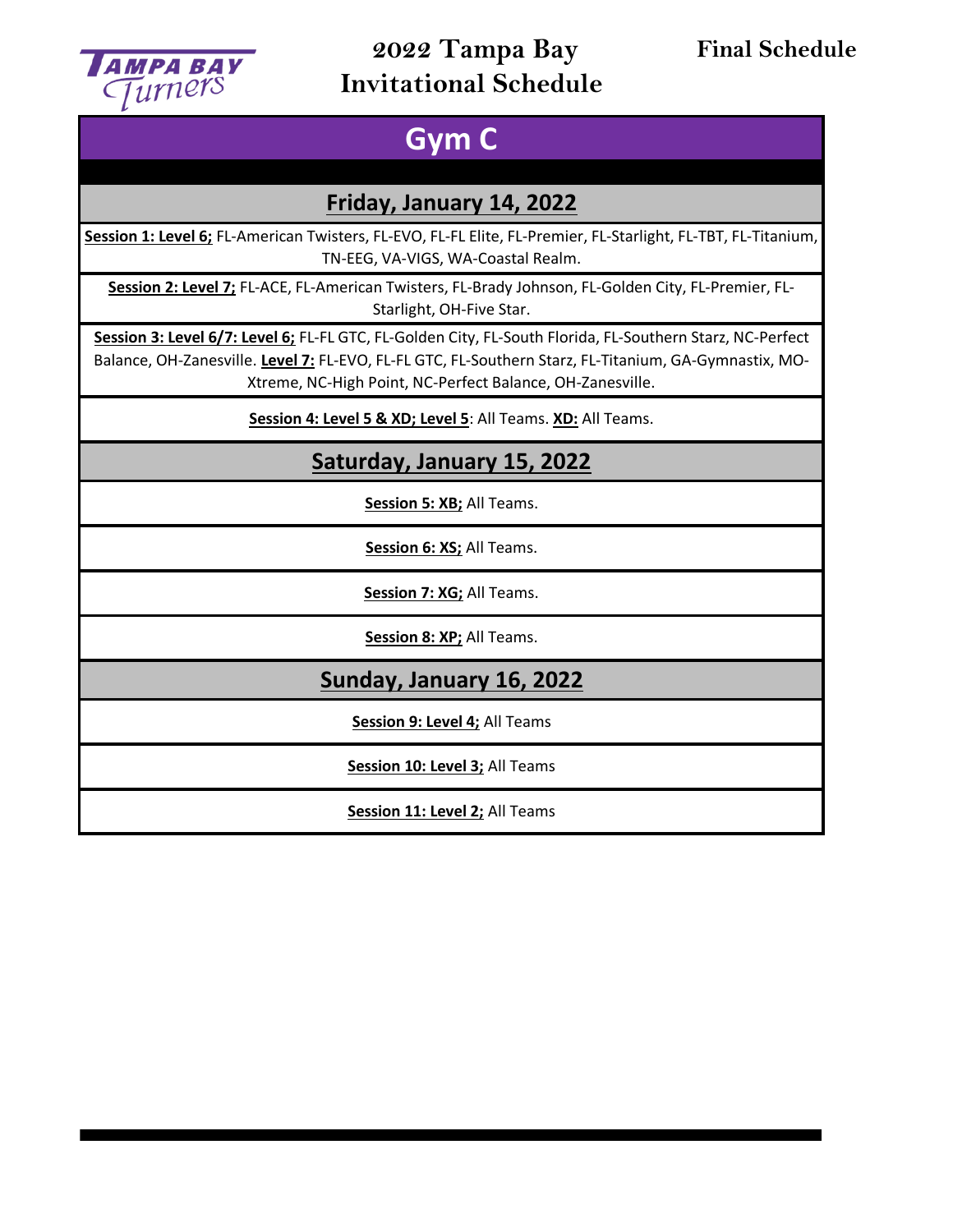# 2022 Tampa Bay Invitational Schedule

**Final Schedule**

## Gym C

### Friday, January 14, 2022

**Session 1: Level 6;** FL-American Twisters, FL-EVO, FL-FL Elite, FL-Premier, FL-Starlight, FL-TBT, FL-Titanium, TN-EEG, VA-VIGS, WA-Coastal Realm.

**Session 2: Level 7;** FL-ACE, FL-American Twisters, FL-Brady Johnson, FL-Golden City, FL-Premier, FL-Starlight, OH-Five Star.

**Session 3: Level 6/7: Level 6;** FL-FL GTC, FL-Golden City, FL-South Florida, FL-Southern Starz, NC-Perfect Balance, OH-Zanesville. **Level 7:** FL-EVO, FL-FL GTC, FL-Southern Starz, FL-Titanium, GA-Gymnastix, MO-Xtreme, NC-High Point, NC-Perfect Balance, OH-Zanesville.

**Session 4: Level 5 & XD; Level 5**: All Teams. **XD:** All Teams.

### Saturday, January 15, 2022

**Session 5: XB;** All Teams.

**Session 6: XS;** All Teams.

**Session 7: XG;** All Teams.

**Session 8: XP;** All Teams.

### Sunday, January 16, 2022

**Session 9: Level 4;** All Teams

**Session 10: Level 3;** All Teams

**Session 11: Level 2;** All Teams